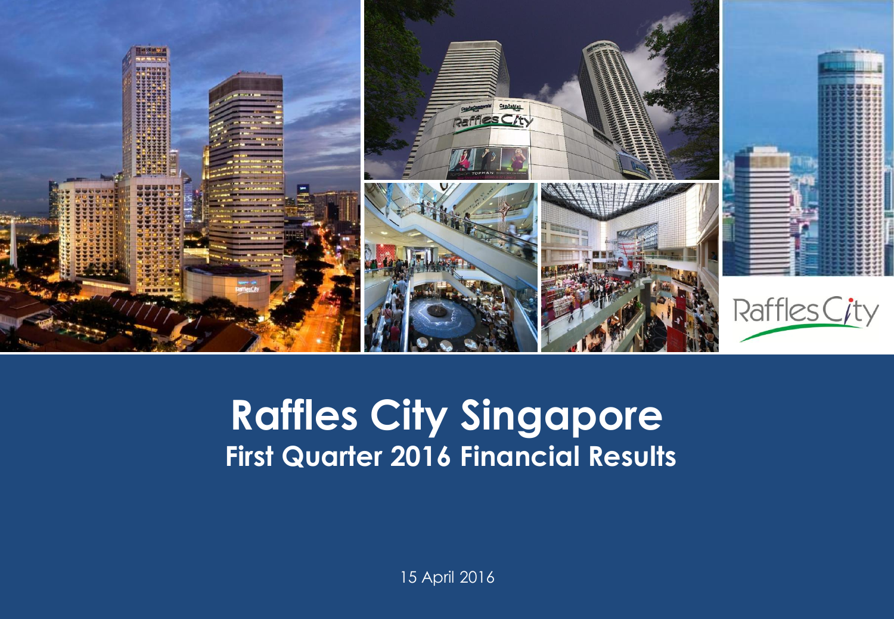# Raffles City Singapore

## First Quarter 2016 Financial Results

15 April 2016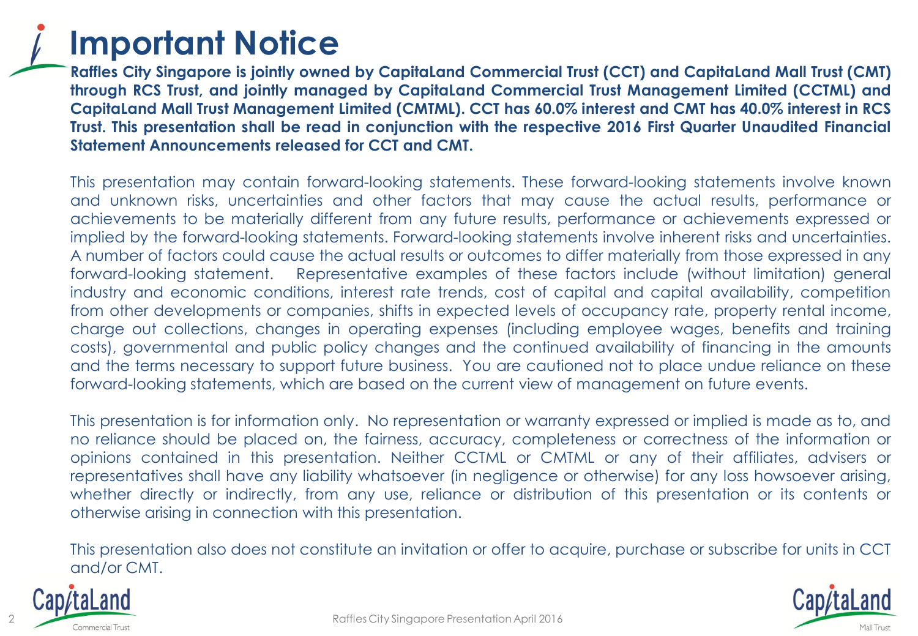# Important Notice

**Raffles City Singapore is jointly owned by CapitaLand Commercial Trust (CCT) and CapitaLand Mall Trust (CMT) through RCS Trust, and jointly managed by CapitaLand Commercial Trust Management Limited (CCTML) and CapitaLand Mall Trust Management Limited (CMTML). CCT has 60.0% interest and CMT has 40.0% interest in RCS Trust. This presentation shall be read in conjunction with the respective 2016 First Quarter Unaudited Financial Statement Announcements released for CCT and CMT.**

This presentation may contain forward-looking statements. These forward-looking statements involve known and unknown risks, uncertainties and other factors that may cause the actual results, performance or achievements to be materially different from any future results, performance or achievements expressed or implied by the forward-looking statements. Forward-looking statements involve inherent risks and uncertainties. A number of factors could cause the actual results or outcomes to differ materially from those expressed in any forward-looking statement. Representative examples of these factors include (without limitation) general industry and economic conditions, interest rate trends, cost of capital and capital availability, competition from other developments or companies, shifts in expected levels of occupancy rate, property rental income, charge out collections, changes in operating expenses (including employee wages, benefits and training costs), governmental and public policy changes and the continued availability of financing in the amounts and the terms necessary to support future business. You are cautioned not to place undue reliance on these forward-looking statements, which are based on the current view of management on future events.

This presentation is for information only. No representation or warranty expressed or implied is made as to, and no reliance should be placed on, the fairness, accuracy, completeness or correctness of the information or opinions contained in this presentation. Neither CCTML or CMTML or any of their affiliates, advisers or representatives shall have any liability whatsoever (in negligence or otherwise) for any loss howsoever arising, whether directly or indirectly, from any use, reliance or distribution of this presentation or its contents or otherwise arising in connection with this presentation.

This presentation also does not constitute an invitation or offer to acquire, purchase or subscribe for units in CCT and/or CMT.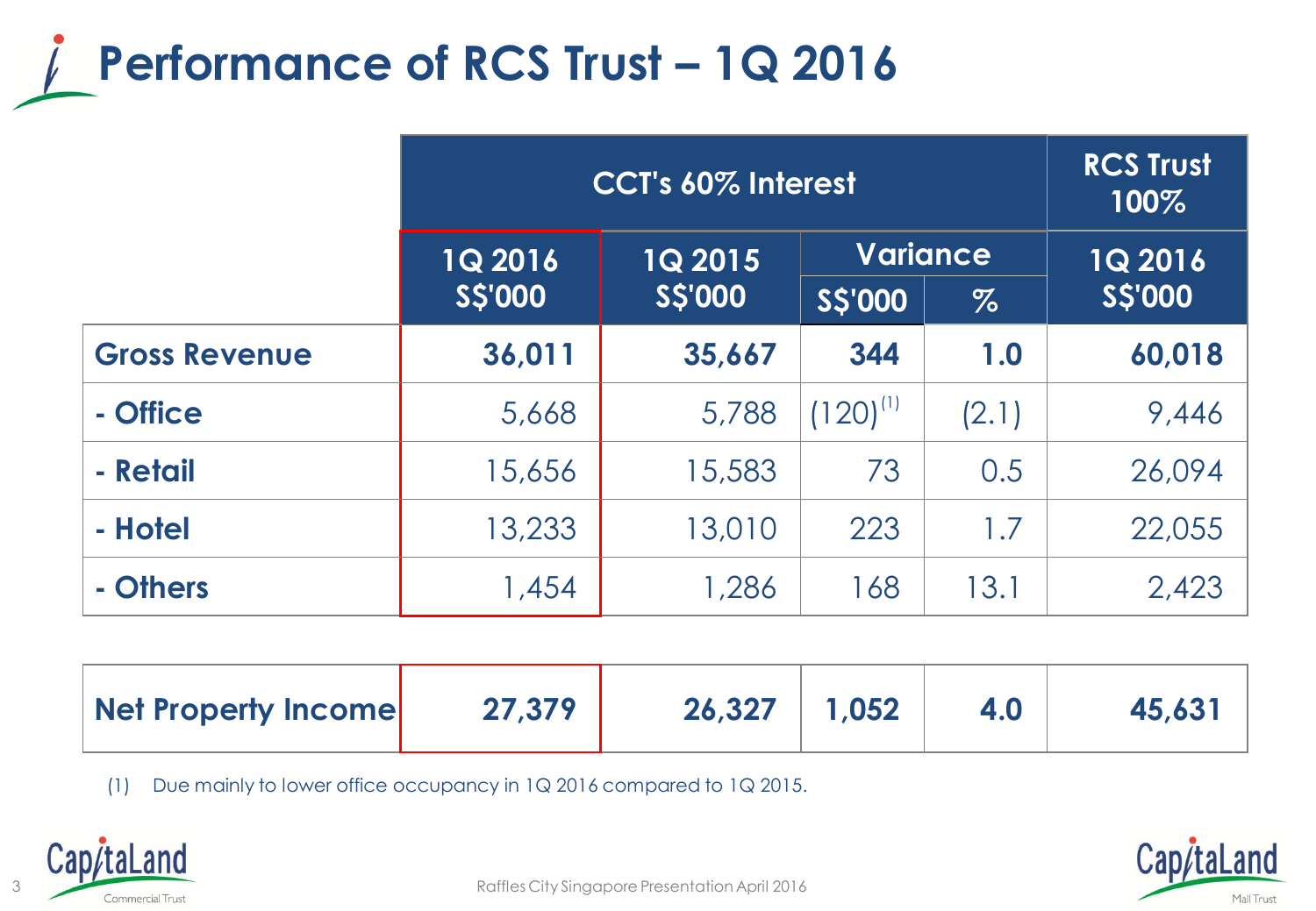# Performance of RCS Trust – 1Q 2016

| | CCT's 60% Interest | | | | RCS Trust 100% |
|---|---|---|---|---|---|
| | 1Q 2016 S$'000 | 1Q 2015 S$'000 | Variance | | 1Q 2016 S$'000 |
| | | | S$'000 | % | |
| **Gross Revenue** | **36,011** | **35,667** | **344** | **1.0** | **60,018** |
| **- Office** | 5,668 | 5,788 | (120)[1] | (2.1) | 9,446 |
| **- Retail** | 15,656 | 15,583 | 73 | 0.5 | 26,094 |
| **- Hotel** | 13,233 | 13,010 | 223 | 1.7 | 22,055 |
| **- Others** | 1,454 | 1,286 | 168 | 13.1 | 2,423 |
| **Net Property Income** | **27,379** | **26,327** | **1,052** | **4.0** | **45,631** |

(1) Due mainly to lower office occupancy in 1Q 2016 compared to 1Q 2015.

Raffles City Singapore Presentation April 2016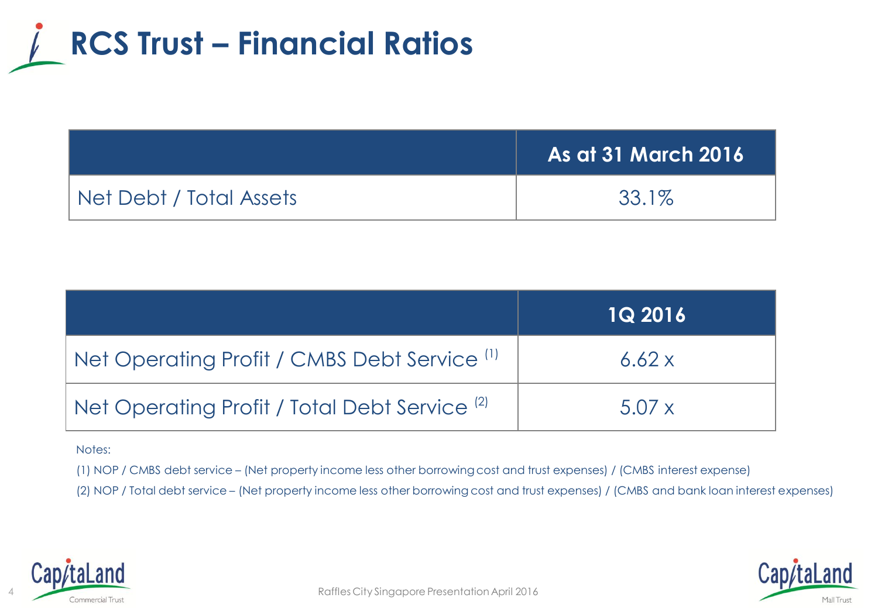# RCS Trust – Financial Ratios

| | As at 31 March 2016 |
|---|---|
| Net Debt / Total Assets | 33.1% |

| | 1Q 2016 |
|---|---|
| Net Operating Profit / CMBS Debt Service [1] | 6.62 x |
| Net Operating Profit / Total Debt Service [2] | 5.07 x |

Notes:

(1) NOP / CMBS debt service – (Net property income less other borrowing cost and trust expenses) / (CMBS interest expense)

(2) NOP / Total debt service – (Net property income less other borrowing cost and trust expenses) / (CMBS and bank loan interest expenses)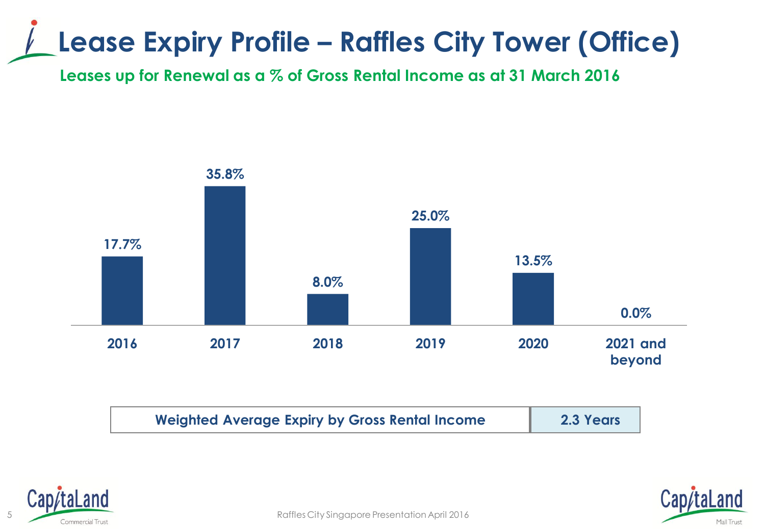# Lease Expiry Profile – Raffles City Tower (Office)

## Leases up for Renewal as a % of Gross Rental Income as at 31 March 2016

| 2016 | 2017 | 2018 | 2019 | 2020 | 2021 and beyond |
|---|---|---|---|---|---|
| 17.7% | 35.8% | 8.0% | 25.0% | 13.5% | 0.0% |

| Weighted Average Expiry by Gross Rental Income | 2.3 Years |
|---|---|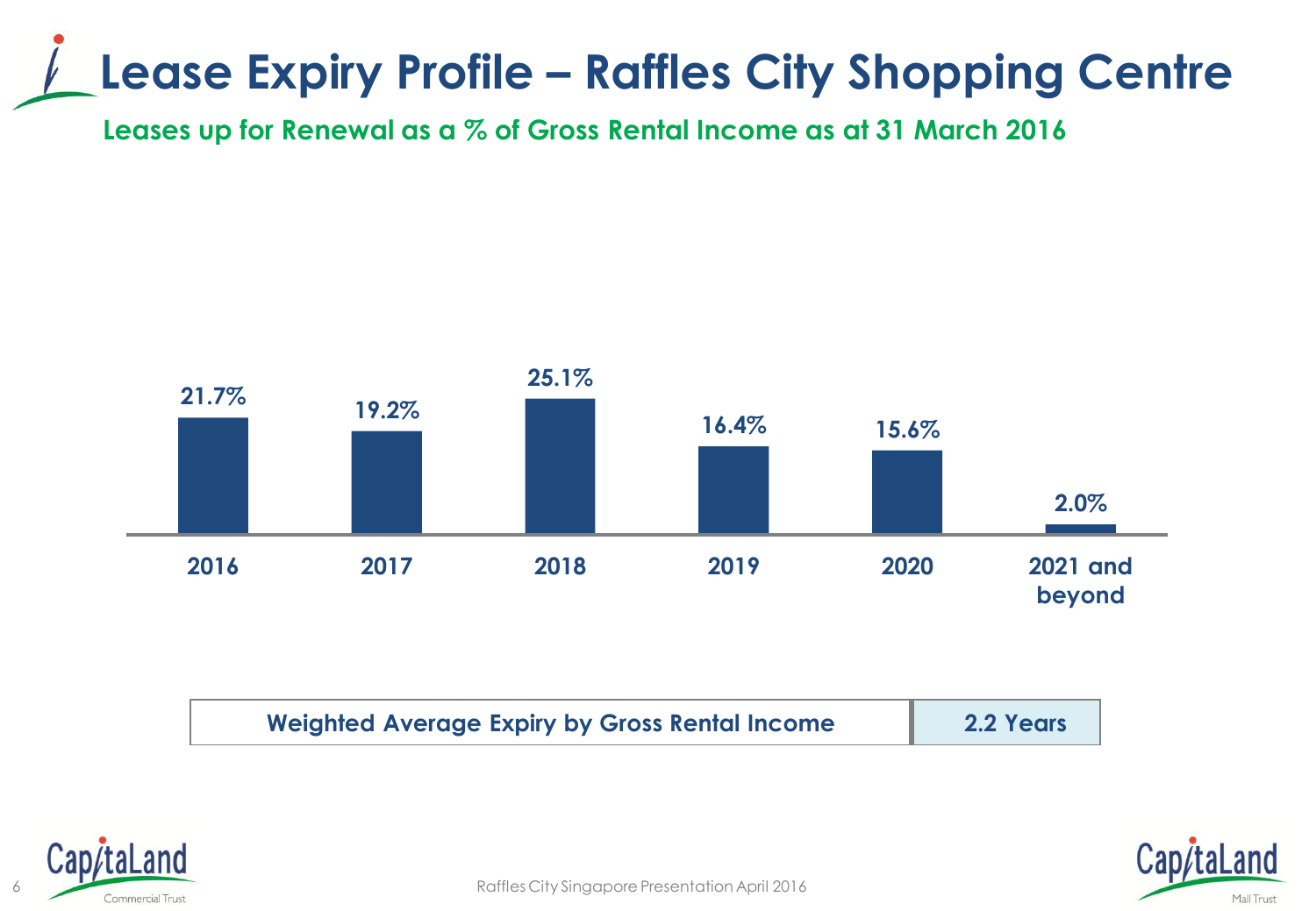# Lease Expiry Profile – Raffles City Shopping Centre

**Leases up for Renewal as a % of Gross Rental Income as at 31 March 2016**

| 2016 | 2017 | 2018 | 2019 | 2020 | 2021 and beyond |
|---|---|---|---|---|---|
| 21.7% | 19.2% | 25.1% | 16.4% | 15.6% | 2.0% |

| Weighted Average Expiry by Gross Rental Income | 2.2 Years |
|---|---|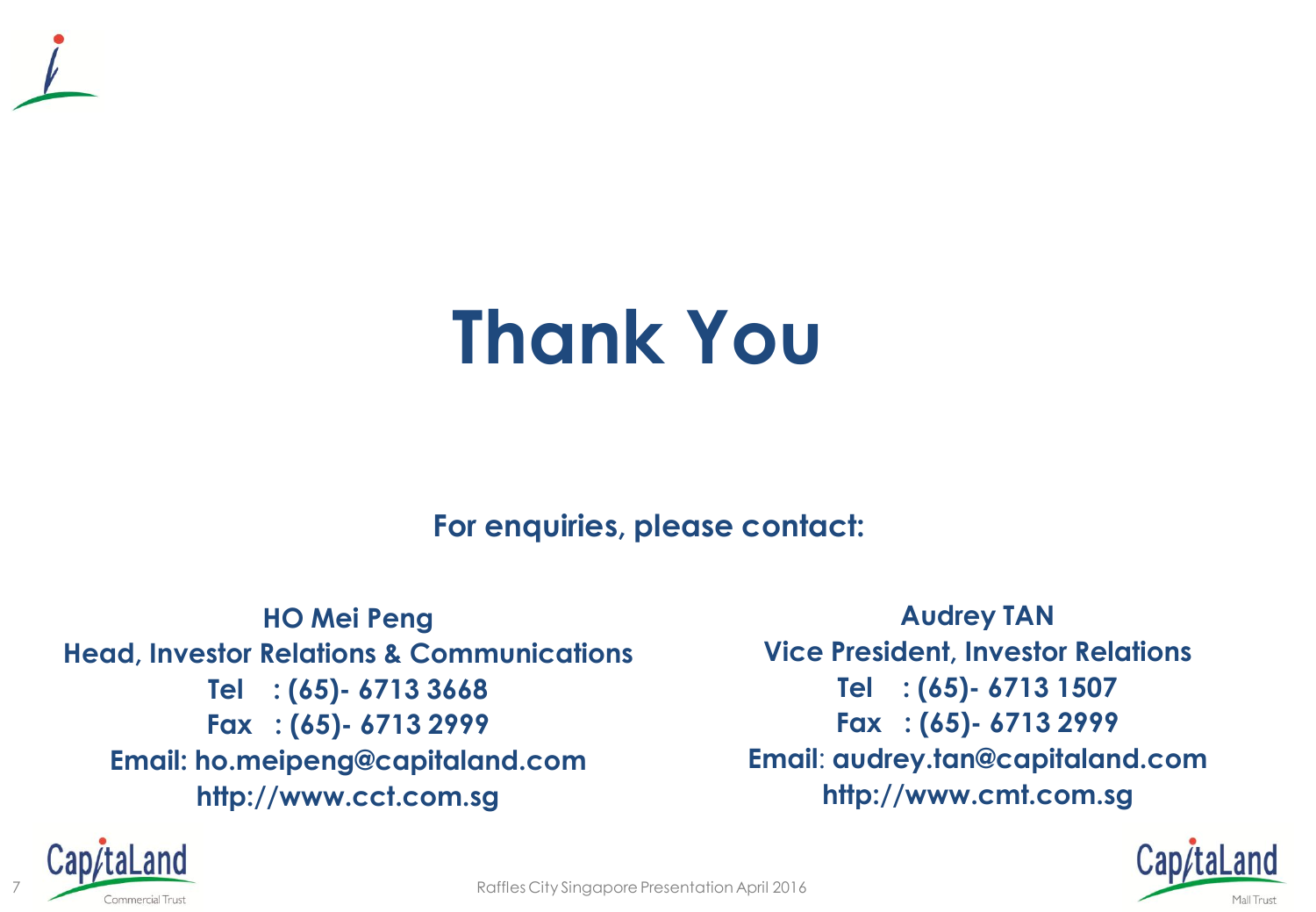# Thank You

**For enquiries, please contact:**

**HO Mei Peng**
**Head, Investor Relations & Communications**
**Tel : (65)- 6713 3668**
**Fax : (65)- 6713 2999**
**Email: ho.meipeng@capitaland.com**
**http://www.cct.com.sg**

**Audrey TAN**
**Vice President, Investor Relations**
**Tel : (65)- 6713 1507**
**Fax : (65)- 6713 2999**
**Email: audrey.tan@capitaland.com**
**http://www.cmt.com.sg**